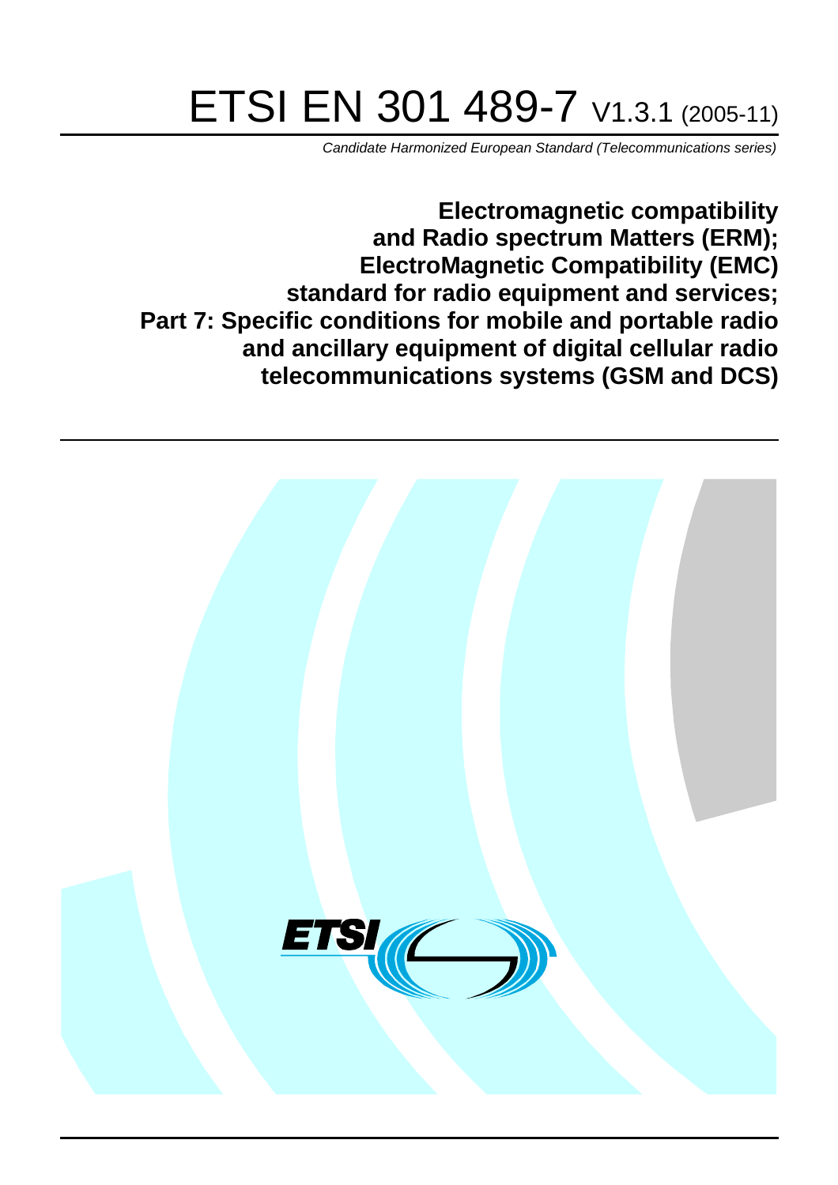# ETSI EN 301 489-7 V1.3.1 (2005-11)

*Candidate Harmonized European Standard (Telecommunications series)*

**Electromagnetic compatibility and Radio spectrum Matters (ERM); ElectroMagnetic Compatibility (EMC) standard for radio equipment and services; Part 7: Specific conditions for mobile and portable radio and ancillary equipment of digital cellular radio telecommunications systems (GSM and DCS)**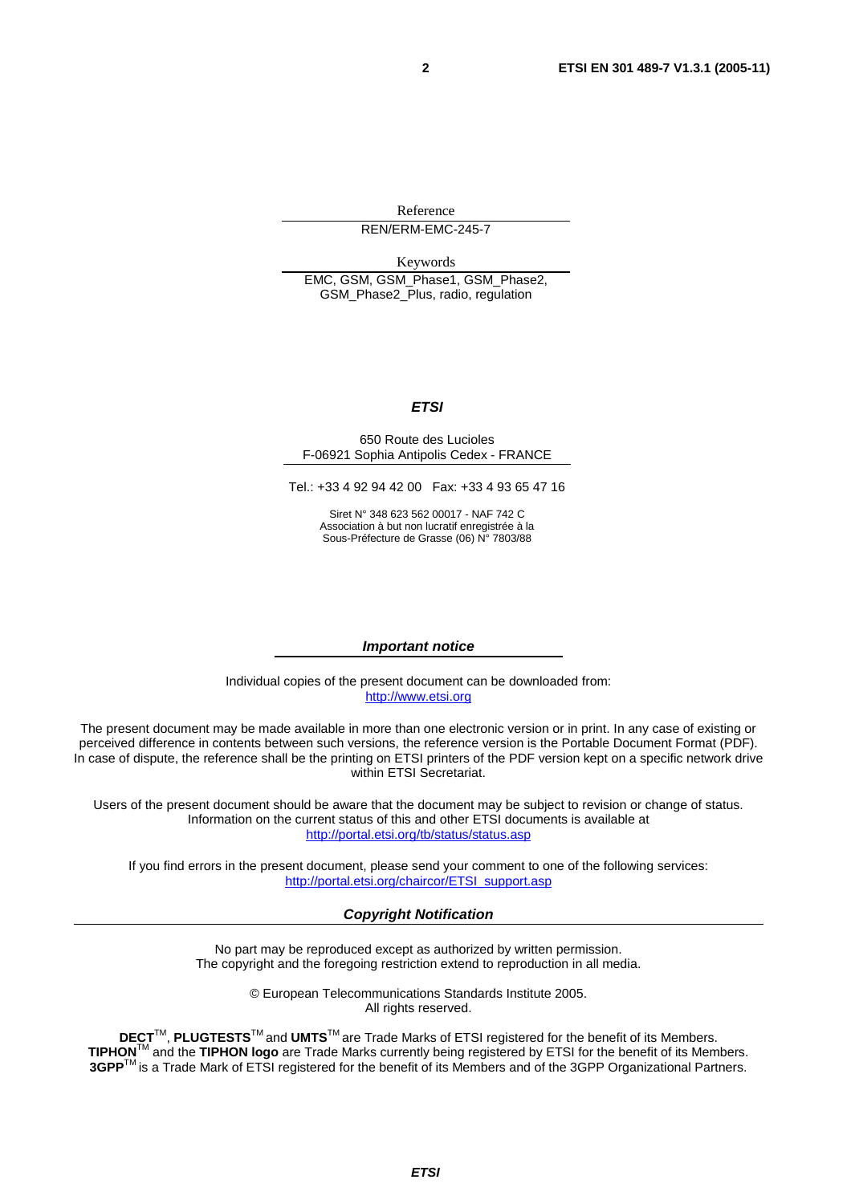Reference

REN/ERM-EMC-245-7

Keywords

EMC, GSM, GSM_Phase1, GSM_Phase2, GSM_Phase2_Plus, radio, regulation

***ETSI***

650 Route des Lucioles
F-06921 Sophia Antipolis Cedex - FRANCE

Tel.: +33 4 92 94 42 00 Fax: +33 4 93 65 47 16

Siret N° 348 623 562 00017 - NAF 742 C
Association à but non lucratif enregistrée à la
Sous-Préfecture de Grasse (06) N° 7803/88

***Important notice***

Individual copies of the present document can be downloaded from:
http://www.etsi.org

The present document may be made available in more than one electronic version or in print. In any case of existing or perceived difference in contents between such versions, the reference version is the Portable Document Format (PDF). In case of dispute, the reference shall be the printing on ETSI printers of the PDF version kept on a specific network drive within ETSI Secretariat.

Users of the present document should be aware that the document may be subject to revision or change of status. Information on the current status of this and other ETSI documents is available at
http://portal.etsi.org/tb/status/status.asp

If you find errors in the present document, please send your comment to one of the following services:
http://portal.etsi.org/chaircor/ETSI_support.asp

***Copyright Notification***

No part may be reproduced except as authorized by written permission.
The copyright and the foregoing restriction extend to reproduction in all media.

© European Telecommunications Standards Institute 2005.
All rights reserved.

**DECT**TM, **PLUGTESTS**TM and **UMTS**TM are Trade Marks of ETSI registered for the benefit of its Members.
**TIPHON**TM and the **TIPHON logo** are Trade Marks currently being registered by ETSI for the benefit of its Members.
**3GPP**TM is a Trade Mark of ETSI registered for the benefit of its Members and of the 3GPP Organizational Partners.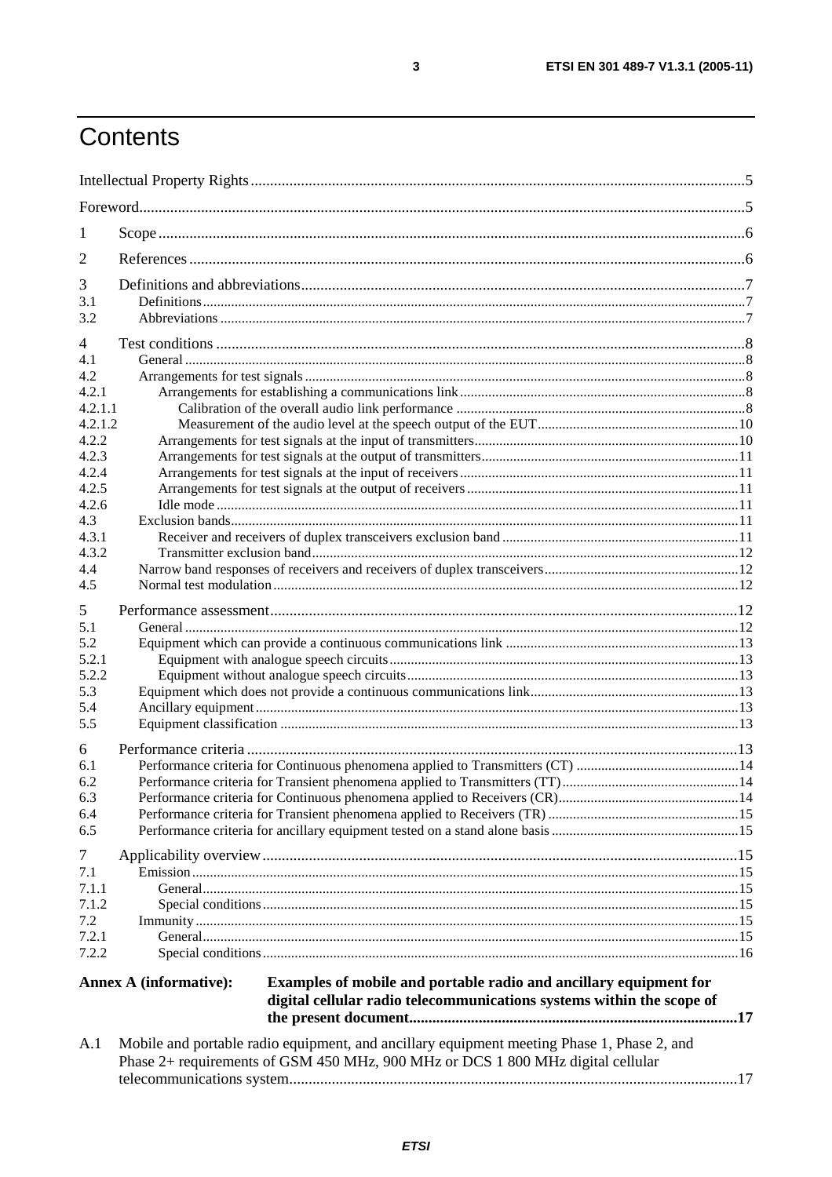# Contents

Intellectual Property Rights .....5

Foreword .....5

1 Scope .....6

2 References .....6

3 Definitions and abbreviations .....7
- 3.1 Definitions .....7
- 3.2 Abbreviations .....7

4 Test conditions .....8
- 4.1 General .....8
- 4.2 Arrangements for test signals .....8
- 4.2.1 Arrangements for establishing a communications link .....8
- 4.2.1.1 Calibration of the overall audio link performance .....8
- 4.2.1.2 Measurement of the audio level at the speech output of the EUT .....10
- 4.2.2 Arrangements for test signals at the input of transmitters .....10
- 4.2.3 Arrangements for test signals at the output of transmitters .....11
- 4.2.4 Arrangements for test signals at the input of receivers .....11
- 4.2.5 Arrangements for test signals at the output of receivers .....11
- 4.2.6 Idle mode .....11
- 4.3 Exclusion bands .....11
- 4.3.1 Receiver and receivers of duplex transceivers exclusion band .....11
- 4.3.2 Transmitter exclusion band .....12
- 4.4 Narrow band responses of receivers and receivers of duplex transceivers .....12
- 4.5 Normal test modulation .....12

5 Performance assessment .....12
- 5.1 General .....12
- 5.2 Equipment which can provide a continuous communications link .....13
- 5.2.1 Equipment with analogue speech circuits .....13
- 5.2.2 Equipment without analogue speech circuits .....13
- 5.3 Equipment which does not provide a continuous communications link .....13
- 5.4 Ancillary equipment .....13
- 5.5 Equipment classification .....13

6 Performance criteria .....13
- 6.1 Performance criteria for Continuous phenomena applied to Transmitters (CT) .....14
- 6.2 Performance criteria for Transient phenomena applied to Transmitters (TT) .....14
- 6.3 Performance criteria for Continuous phenomena applied to Receivers (CR) .....14
- 6.4 Performance criteria for Transient phenomena applied to Receivers (TR) .....15
- 6.5 Performance criteria for ancillary equipment tested on a stand alone basis .....15

7 Applicability overview .....15
- 7.1 Emission .....15
- 7.1.1 General .....15
- 7.1.2 Special conditions .....15
- 7.2 Immunity .....15
- 7.2.1 General .....15
- 7.2.2 Special conditions .....16

**Annex A (informative): Examples of mobile and portable radio and ancillary equipment for digital cellular radio telecommunications systems within the scope of the present document .....17**

A.1 Mobile and portable radio equipment, and ancillary equipment meeting Phase 1, Phase 2, and Phase 2+ requirements of GSM 450 MHz, 900 MHz or DCS 1 800 MHz digital cellular telecommunications system .....17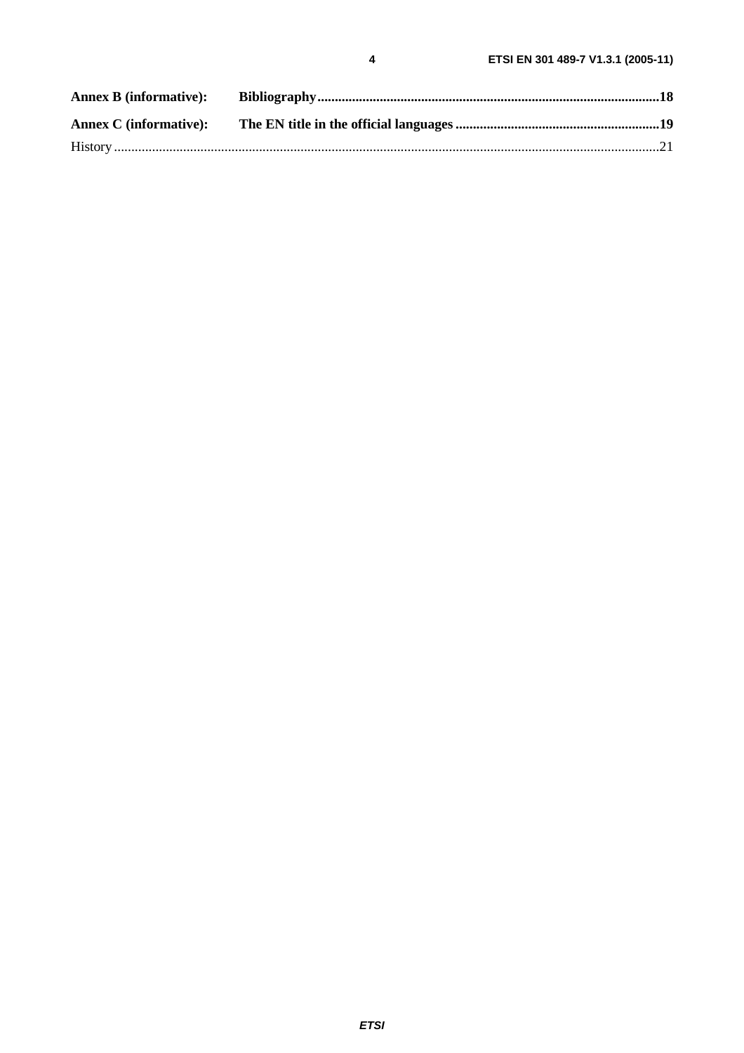**Annex B (informative): Bibliography**..................................................................................................18

**Annex C (informative): The EN title in the official languages**..........................................................19

History ..............................................................................................................................................................21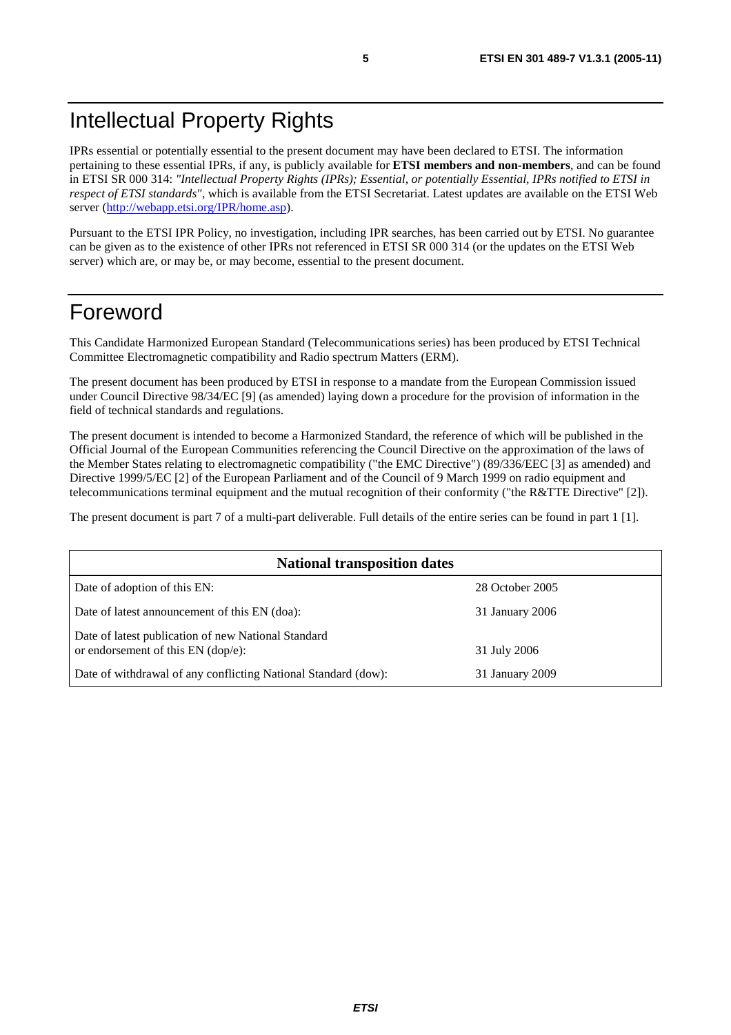# Intellectual Property Rights

IPRs essential or potentially essential to the present document may have been declared to ETSI. The information pertaining to these essential IPRs, if any, is publicly available for **ETSI members and non-members**, and can be found in ETSI SR 000 314: *"Intellectual Property Rights (IPRs); Essential, or potentially Essential, IPRs notified to ETSI in respect of ETSI standards"*, which is available from the ETSI Secretariat. Latest updates are available on the ETSI Web server (http://webapp.etsi.org/IPR/home.asp).

Pursuant to the ETSI IPR Policy, no investigation, including IPR searches, has been carried out by ETSI. No guarantee can be given as to the existence of other IPRs not referenced in ETSI SR 000 314 (or the updates on the ETSI Web server) which are, or may be, or may become, essential to the present document.

# Foreword

This Candidate Harmonized European Standard (Telecommunications series) has been produced by ETSI Technical Committee Electromagnetic compatibility and Radio spectrum Matters (ERM).

The present document has been produced by ETSI in response to a mandate from the European Commission issued under Council Directive 98/34/EC [9] (as amended) laying down a procedure for the provision of information in the field of technical standards and regulations.

The present document is intended to become a Harmonized Standard, the reference of which will be published in the Official Journal of the European Communities referencing the Council Directive on the approximation of the laws of the Member States relating to electromagnetic compatibility ("the EMC Directive") (89/336/EEC [3] as amended) and Directive 1999/5/EC [2] of the European Parliament and of the Council of 9 March 1999 on radio equipment and telecommunications terminal equipment and the mutual recognition of their conformity ("the R&TTE Directive" [2]).

The present document is part 7 of a multi-part deliverable. Full details of the entire series can be found in part 1 [1].

| **National transposition dates** | |
|---|---|
| Date of adoption of this EN: | 28 October 2005 |
| Date of latest announcement of this EN (doa): | 31 January 2006 |
| Date of latest publication of new National Standard or endorsement of this EN (dop/e): | 31 July 2006 |
| Date of withdrawal of any conflicting National Standard (dow): | 31 January 2009 |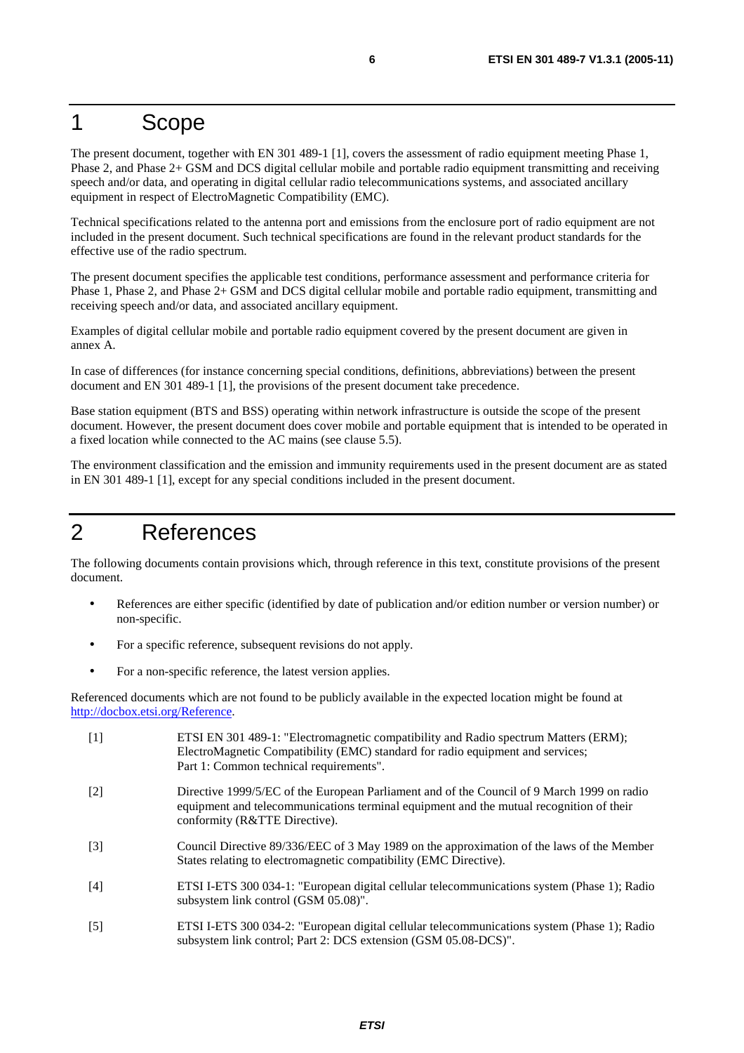# 1 Scope

The present document, together with EN 301 489-1 [1], covers the assessment of radio equipment meeting Phase 1, Phase 2, and Phase 2+ GSM and DCS digital cellular mobile and portable radio equipment transmitting and receiving speech and/or data, and operating in digital cellular radio telecommunications systems, and associated ancillary equipment in respect of ElectroMagnetic Compatibility (EMC).

Technical specifications related to the antenna port and emissions from the enclosure port of radio equipment are not included in the present document. Such technical specifications are found in the relevant product standards for the effective use of the radio spectrum.

The present document specifies the applicable test conditions, performance assessment and performance criteria for Phase 1, Phase 2, and Phase 2+ GSM and DCS digital cellular mobile and portable radio equipment, transmitting and receiving speech and/or data, and associated ancillary equipment.

Examples of digital cellular mobile and portable radio equipment covered by the present document are given in annex A.

In case of differences (for instance concerning special conditions, definitions, abbreviations) between the present document and EN 301 489-1 [1], the provisions of the present document take precedence.

Base station equipment (BTS and BSS) operating within network infrastructure is outside the scope of the present document. However, the present document does cover mobile and portable equipment that is intended to be operated in a fixed location while connected to the AC mains (see clause 5.5).

The environment classification and the emission and immunity requirements used in the present document are as stated in EN 301 489-1 [1], except for any special conditions included in the present document.

# 2 References

The following documents contain provisions which, through reference in this text, constitute provisions of the present document.

- References are either specific (identified by date of publication and/or edition number or version number) or non-specific.
- For a specific reference, subsequent revisions do not apply.
- For a non-specific reference, the latest version applies.

Referenced documents which are not found to be publicly available in the expected location might be found at http://docbox.etsi.org/Reference.

[1] ETSI EN 301 489-1: "Electromagnetic compatibility and Radio spectrum Matters (ERM); ElectroMagnetic Compatibility (EMC) standard for radio equipment and services; Part 1: Common technical requirements".

[2] Directive 1999/5/EC of the European Parliament and of the Council of 9 March 1999 on radio equipment and telecommunications terminal equipment and the mutual recognition of their conformity (R&TTE Directive).

[3] Council Directive 89/336/EEC of 3 May 1989 on the approximation of the laws of the Member States relating to electromagnetic compatibility (EMC Directive).

[4] ETSI I-ETS 300 034-1: "European digital cellular telecommunications system (Phase 1); Radio subsystem link control (GSM 05.08)".

[5] ETSI I-ETS 300 034-2: "European digital cellular telecommunications system (Phase 1); Radio subsystem link control; Part 2: DCS extension (GSM 05.08-DCS)".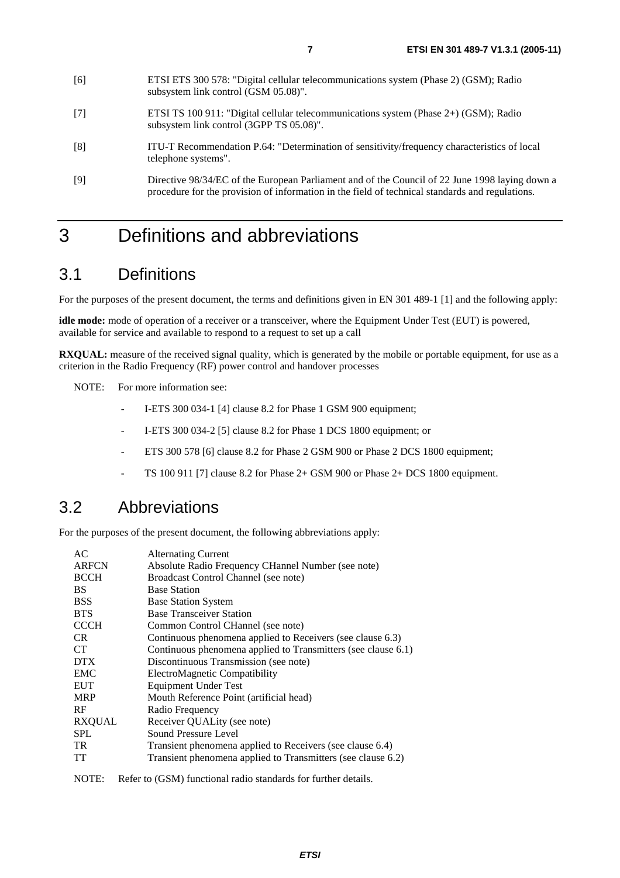[6] ETSI ETS 300 578: "Digital cellular telecommunications system (Phase 2) (GSM); Radio subsystem link control (GSM 05.08)".

[7] ETSI TS 100 911: "Digital cellular telecommunications system (Phase 2+) (GSM); Radio subsystem link control (3GPP TS 05.08)".

[8] ITU-T Recommendation P.64: "Determination of sensitivity/frequency characteristics of local telephone systems".

[9] Directive 98/34/EC of the European Parliament and of the Council of 22 June 1998 laying down a procedure for the provision of information in the field of technical standards and regulations.

# 3 Definitions and abbreviations

## 3.1 Definitions

For the purposes of the present document, the terms and definitions given in EN 301 489-1 [1] and the following apply:

**idle mode:** mode of operation of a receiver or a transceiver, where the Equipment Under Test (EUT) is powered, available for service and available to respond to a request to set up a call

**RXQUAL:** measure of the received signal quality, which is generated by the mobile or portable equipment, for use as a criterion in the Radio Frequency (RF) power control and handover processes

NOTE: For more information see:

- I-ETS 300 034-1 [4] clause 8.2 for Phase 1 GSM 900 equipment;
- I-ETS 300 034-2 [5] clause 8.2 for Phase 1 DCS 1800 equipment; or
- ETS 300 578 [6] clause 8.2 for Phase 2 GSM 900 or Phase 2 DCS 1800 equipment;
- TS 100 911 [7] clause 8.2 for Phase 2+ GSM 900 or Phase 2+ DCS 1800 equipment.

## 3.2 Abbreviations

For the purposes of the present document, the following abbreviations apply:

| | |
|---|---|
| AC | Alternating Current |
| ARFCN | Absolute Radio Frequency CHannel Number (see note) |
| BCCH | Broadcast Control Channel (see note) |
| BS | Base Station |
| BSS | Base Station System |
| BTS | Base Transceiver Station |
| CCCH | Common Control CHannel (see note) |
| CR | Continuous phenomena applied to Receivers (see clause 6.3) |
| CT | Continuous phenomena applied to Transmitters (see clause 6.1) |
| DTX | Discontinuous Transmission (see note) |
| EMC | ElectroMagnetic Compatibility |
| EUT | Equipment Under Test |
| MRP | Mouth Reference Point (artificial head) |
| RF | Radio Frequency |
| RXQUAL | Receiver QUALity (see note) |
| SPL | Sound Pressure Level |
| TR | Transient phenomena applied to Receivers (see clause 6.4) |
| TT | Transient phenomena applied to Transmitters (see clause 6.2) |

NOTE: Refer to (GSM) functional radio standards for further details.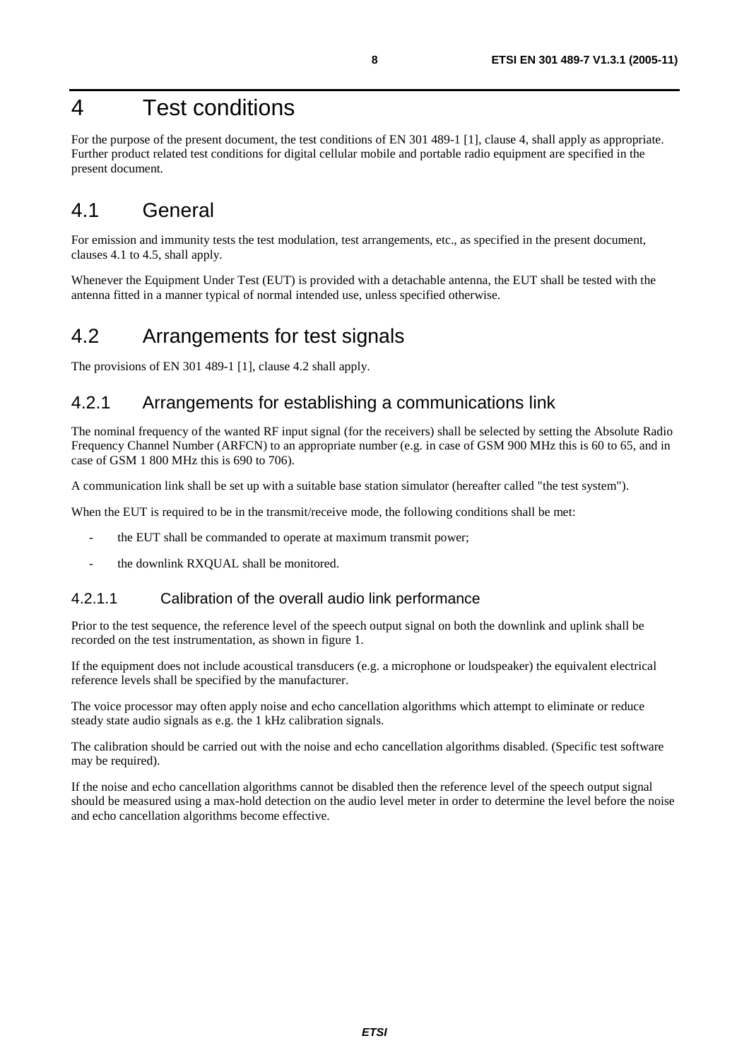# 4 Test conditions

For the purpose of the present document, the test conditions of EN 301 489-1 [1], clause 4, shall apply as appropriate. Further product related test conditions for digital cellular mobile and portable radio equipment are specified in the present document.

## 4.1 General

For emission and immunity tests the test modulation, test arrangements, etc., as specified in the present document, clauses 4.1 to 4.5, shall apply.

Whenever the Equipment Under Test (EUT) is provided with a detachable antenna, the EUT shall be tested with the antenna fitted in a manner typical of normal intended use, unless specified otherwise.

## 4.2 Arrangements for test signals

The provisions of EN 301 489-1 [1], clause 4.2 shall apply.

### 4.2.1 Arrangements for establishing a communications link

The nominal frequency of the wanted RF input signal (for the receivers) shall be selected by setting the Absolute Radio Frequency Channel Number (ARFCN) to an appropriate number (e.g. in case of GSM 900 MHz this is 60 to 65, and in case of GSM 1 800 MHz this is 690 to 706).

A communication link shall be set up with a suitable base station simulator (hereafter called "the test system").

When the EUT is required to be in the transmit/receive mode, the following conditions shall be met:

- the EUT shall be commanded to operate at maximum transmit power;
- the downlink RXQUAL shall be monitored.

#### 4.2.1.1 Calibration of the overall audio link performance

Prior to the test sequence, the reference level of the speech output signal on both the downlink and uplink shall be recorded on the test instrumentation, as shown in figure 1.

If the equipment does not include acoustical transducers (e.g. a microphone or loudspeaker) the equivalent electrical reference levels shall be specified by the manufacturer.

The voice processor may often apply noise and echo cancellation algorithms which attempt to eliminate or reduce steady state audio signals as e.g. the 1 kHz calibration signals.

The calibration should be carried out with the noise and echo cancellation algorithms disabled. (Specific test software may be required).

If the noise and echo cancellation algorithms cannot be disabled then the reference level of the speech output signal should be measured using a max-hold detection on the audio level meter in order to determine the level before the noise and echo cancellation algorithms become effective.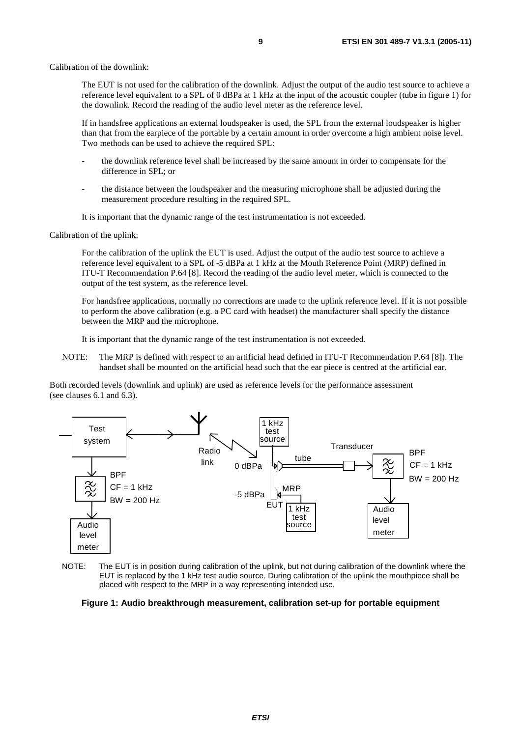Calibration of the downlink:

The EUT is not used for the calibration of the downlink. Adjust the output of the audio test source to achieve a reference level equivalent to a SPL of 0 dBPa at 1 kHz at the input of the acoustic coupler (tube in figure 1) for the downlink. Record the reading of the audio level meter as the reference level.

If in handsfree applications an external loudspeaker is used, the SPL from the external loudspeaker is higher than that from the earpiece of the portable by a certain amount in order overcome a high ambient noise level. Two methods can be used to achieve the required SPL:

- the downlink reference level shall be increased by the same amount in order to compensate for the difference in SPL; or
- the distance between the loudspeaker and the measuring microphone shall be adjusted during the measurement procedure resulting in the required SPL.

It is important that the dynamic range of the test instrumentation is not exceeded.

Calibration of the uplink:

For the calibration of the uplink the EUT is used. Adjust the output of the audio test source to achieve a reference level equivalent to a SPL of -5 dBPa at 1 kHz at the Mouth Reference Point (MRP) defined in ITU-T Recommendation P.64 [8]. Record the reading of the audio level meter, which is connected to the output of the test system, as the reference level.

For handsfree applications, normally no corrections are made to the uplink reference level. If it is not possible to perform the above calibration (e.g. a PC card with headset) the manufacturer shall specify the distance between the MRP and the microphone.

It is important that the dynamic range of the test instrumentation is not exceeded.

NOTE: The MRP is defined with respect to an artificial head defined in ITU-T Recommendation P.64 [8]). The handset shall be mounted on the artificial head such that the ear piece is centred at the artificial ear.

Both recorded levels (downlink and uplink) are used as reference levels for the performance assessment (see clauses 6.1 and 6.3).

Test system | BPF CF = 1 kHz BW = 200 Hz | Audio level meter | Radio link | 1 kHz test source | 0 dBPa | tube | Transducer | BPF CF = 1 kHz BW = 200 Hz | Audio level meter | -5 dBPa | MRP | EUT | 1 kHz test source

NOTE: The EUT is in position during calibration of the uplink, but not during calibration of the downlink where the EUT is replaced by the 1 kHz test audio source. During calibration of the uplink the mouthpiece shall be placed with respect to the MRP in a way representing intended use.

**Figure 1: Audio breakthrough measurement, calibration set-up for portable equipment**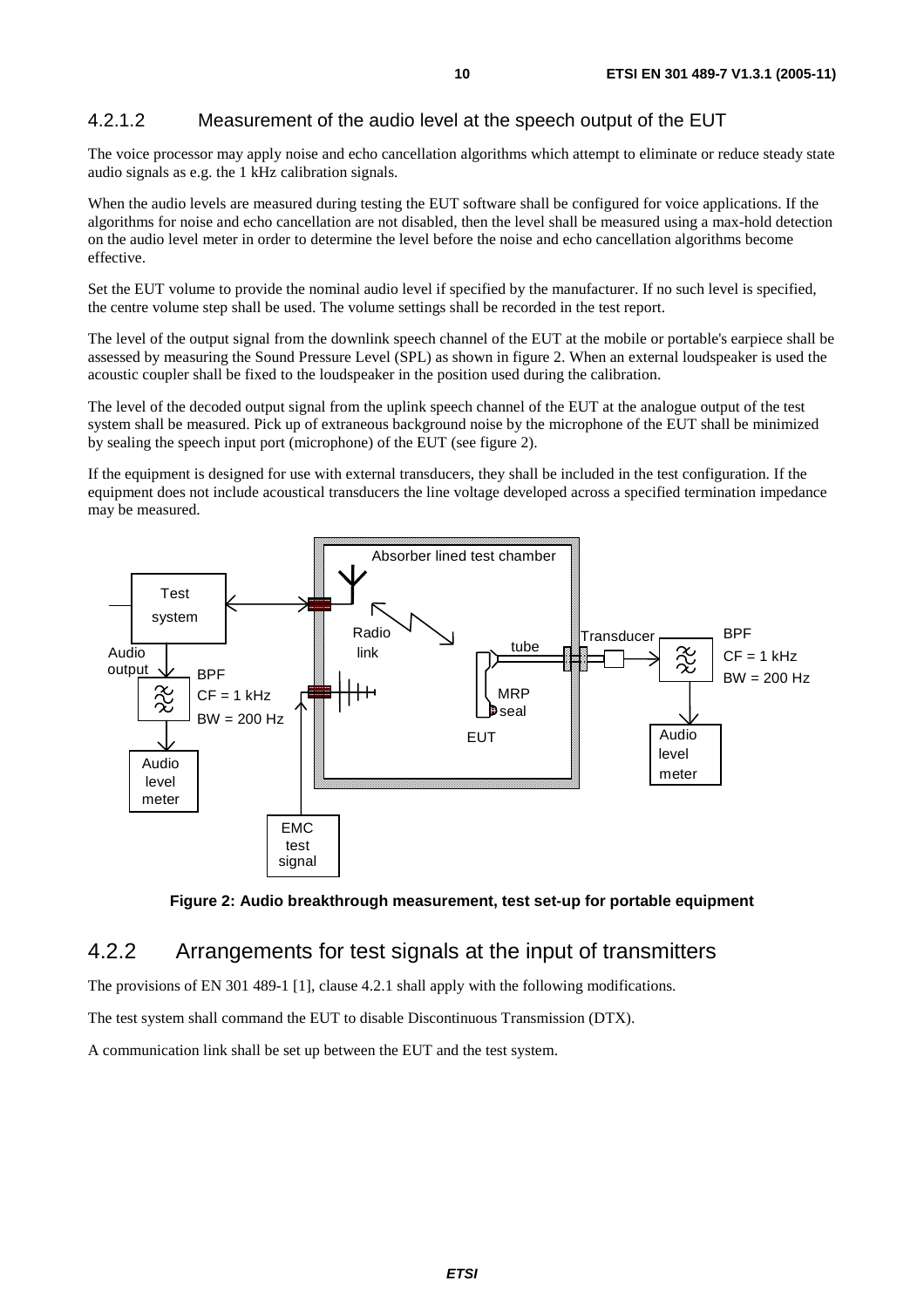#### 4.2.1.2 Measurement of the audio level at the speech output of the EUT

The voice processor may apply noise and echo cancellation algorithms which attempt to eliminate or reduce steady state audio signals as e.g. the 1 kHz calibration signals.

When the audio levels are measured during testing the EUT software shall be configured for voice applications. If the algorithms for noise and echo cancellation are not disabled, then the level shall be measured using a max-hold detection on the audio level meter in order to determine the level before the noise and echo cancellation algorithms become effective.

Set the EUT volume to provide the nominal audio level if specified by the manufacturer. If no such level is specified, the centre volume step shall be used. The volume settings shall be recorded in the test report.

The level of the output signal from the downlink speech channel of the EUT at the mobile or portable's earpiece shall be assessed by measuring the Sound Pressure Level (SPL) as shown in figure 2. When an external loudspeaker is used the acoustic coupler shall be fixed to the loudspeaker in the position used during the calibration.

The level of the decoded output signal from the uplink speech channel of the EUT at the analogue output of the test system shall be measured. Pick up of extraneous background noise by the microphone of the EUT shall be minimized by sealing the speech input port (microphone) of the EUT (see figure 2).

If the equipment is designed for use with external transducers, they shall be included in the test configuration. If the equipment does not include acoustical transducers the line voltage developed across a specified termination impedance may be measured.

**Figure 2: Audio breakthrough measurement, test set-up for portable equipment**

### 4.2.2 Arrangements for test signals at the input of transmitters

The provisions of EN 301 489-1 [1], clause 4.2.1 shall apply with the following modifications.

The test system shall command the EUT to disable Discontinuous Transmission (DTX).

A communication link shall be set up between the EUT and the test system.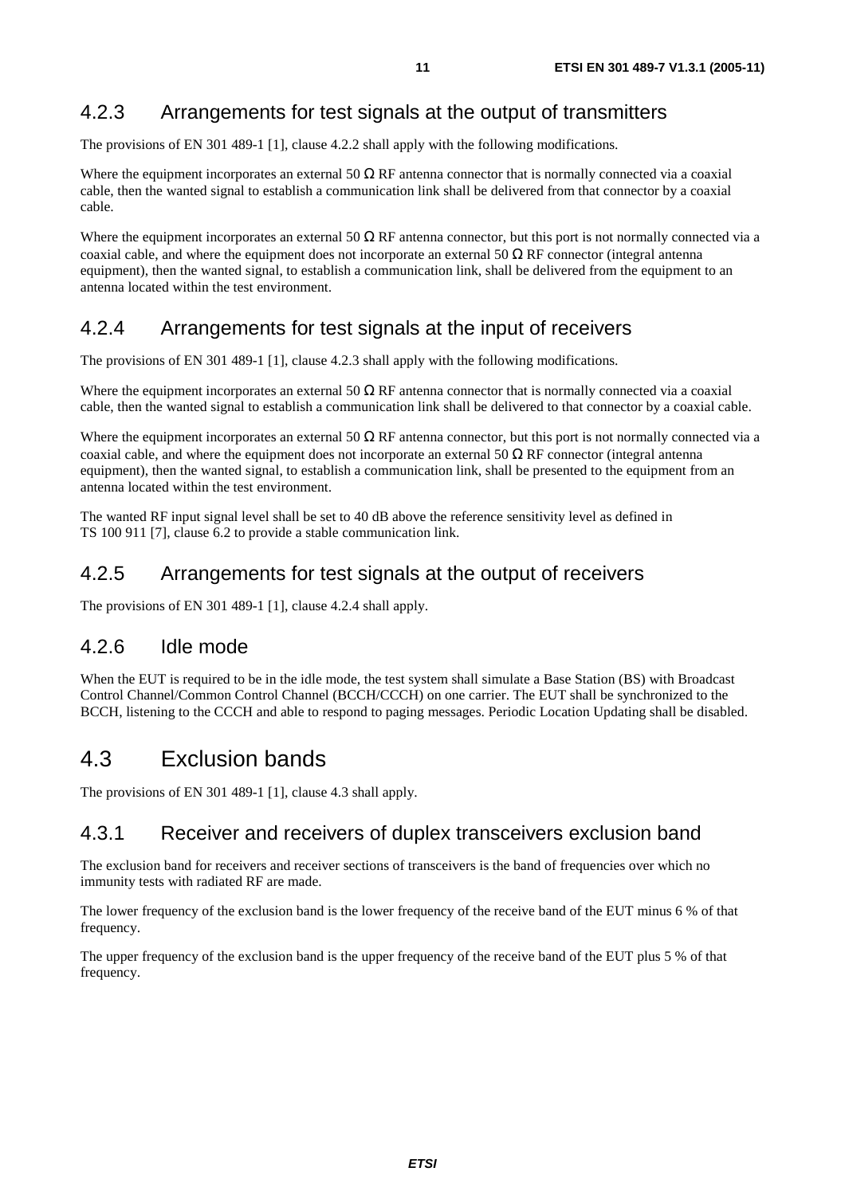### 4.2.3 Arrangements for test signals at the output of transmitters

The provisions of EN 301 489-1 [1], clause 4.2.2 shall apply with the following modifications.

Where the equipment incorporates an external 50 Ω RF antenna connector that is normally connected via a coaxial cable, then the wanted signal to establish a communication link shall be delivered from that connector by a coaxial cable.

Where the equipment incorporates an external 50 Ω RF antenna connector, but this port is not normally connected via a coaxial cable, and where the equipment does not incorporate an external 50 Ω RF connector (integral antenna equipment), then the wanted signal, to establish a communication link, shall be delivered from the equipment to an antenna located within the test environment.

### 4.2.4 Arrangements for test signals at the input of receivers

The provisions of EN 301 489-1 [1], clause 4.2.3 shall apply with the following modifications.

Where the equipment incorporates an external 50 Ω RF antenna connector that is normally connected via a coaxial cable, then the wanted signal to establish a communication link shall be delivered to that connector by a coaxial cable.

Where the equipment incorporates an external 50 Ω RF antenna connector, but this port is not normally connected via a coaxial cable, and where the equipment does not incorporate an external 50 Ω RF connector (integral antenna equipment), then the wanted signal, to establish a communication link, shall be presented to the equipment from an antenna located within the test environment.

The wanted RF input signal level shall be set to 40 dB above the reference sensitivity level as defined in TS 100 911 [7], clause 6.2 to provide a stable communication link.

### 4.2.5 Arrangements for test signals at the output of receivers

The provisions of EN 301 489-1 [1], clause 4.2.4 shall apply.

### 4.2.6 Idle mode

When the EUT is required to be in the idle mode, the test system shall simulate a Base Station (BS) with Broadcast Control Channel/Common Control Channel (BCCH/CCCH) on one carrier. The EUT shall be synchronized to the BCCH, listening to the CCCH and able to respond to paging messages. Periodic Location Updating shall be disabled.

## 4.3 Exclusion bands

The provisions of EN 301 489-1 [1], clause 4.3 shall apply.

### 4.3.1 Receiver and receivers of duplex transceivers exclusion band

The exclusion band for receivers and receiver sections of transceivers is the band of frequencies over which no immunity tests with radiated RF are made.

The lower frequency of the exclusion band is the lower frequency of the receive band of the EUT minus 6 % of that frequency.

The upper frequency of the exclusion band is the upper frequency of the receive band of the EUT plus 5 % of that frequency.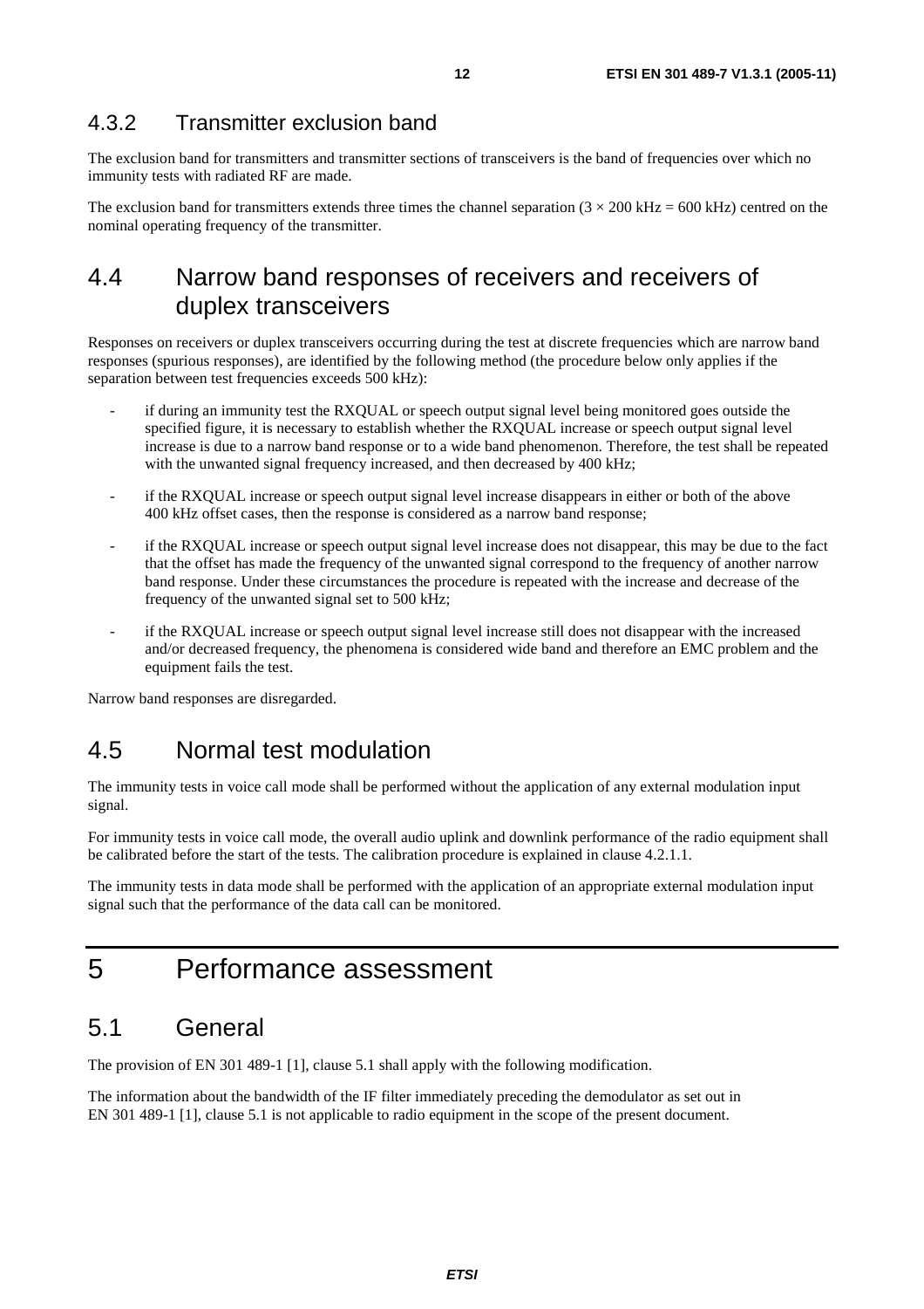### 4.3.2 Transmitter exclusion band

The exclusion band for transmitters and transmitter sections of transceivers is the band of frequencies over which no immunity tests with radiated RF are made.

The exclusion band for transmitters extends three times the channel separation ($3 \times 200$ kHz = 600 kHz) centred on the nominal operating frequency of the transmitter.

## 4.4 Narrow band responses of receivers and receivers of duplex transceivers

Responses on receivers or duplex transceivers occurring during the test at discrete frequencies which are narrow band responses (spurious responses), are identified by the following method (the procedure below only applies if the separation between test frequencies exceeds 500 kHz):

- if during an immunity test the RXQUAL or speech output signal level being monitored goes outside the specified figure, it is necessary to establish whether the RXQUAL increase or speech output signal level increase is due to a narrow band response or to a wide band phenomenon. Therefore, the test shall be repeated with the unwanted signal frequency increased, and then decreased by 400 kHz;
- if the RXQUAL increase or speech output signal level increase disappears in either or both of the above 400 kHz offset cases, then the response is considered as a narrow band response;
- if the RXQUAL increase or speech output signal level increase does not disappear, this may be due to the fact that the offset has made the frequency of the unwanted signal correspond to the frequency of another narrow band response. Under these circumstances the procedure is repeated with the increase and decrease of the frequency of the unwanted signal set to 500 kHz;
- if the RXQUAL increase or speech output signal level increase still does not disappear with the increased and/or decreased frequency, the phenomena is considered wide band and therefore an EMC problem and the equipment fails the test.

Narrow band responses are disregarded.

## 4.5 Normal test modulation

The immunity tests in voice call mode shall be performed without the application of any external modulation input signal.

For immunity tests in voice call mode, the overall audio uplink and downlink performance of the radio equipment shall be calibrated before the start of the tests. The calibration procedure is explained in clause 4.2.1.1.

The immunity tests in data mode shall be performed with the application of an appropriate external modulation input signal such that the performance of the data call can be monitored.

# 5 Performance assessment

## 5.1 General

The provision of EN 301 489-1 [1], clause 5.1 shall apply with the following modification.

The information about the bandwidth of the IF filter immediately preceding the demodulator as set out in EN 301 489-1 [1], clause 5.1 is not applicable to radio equipment in the scope of the present document.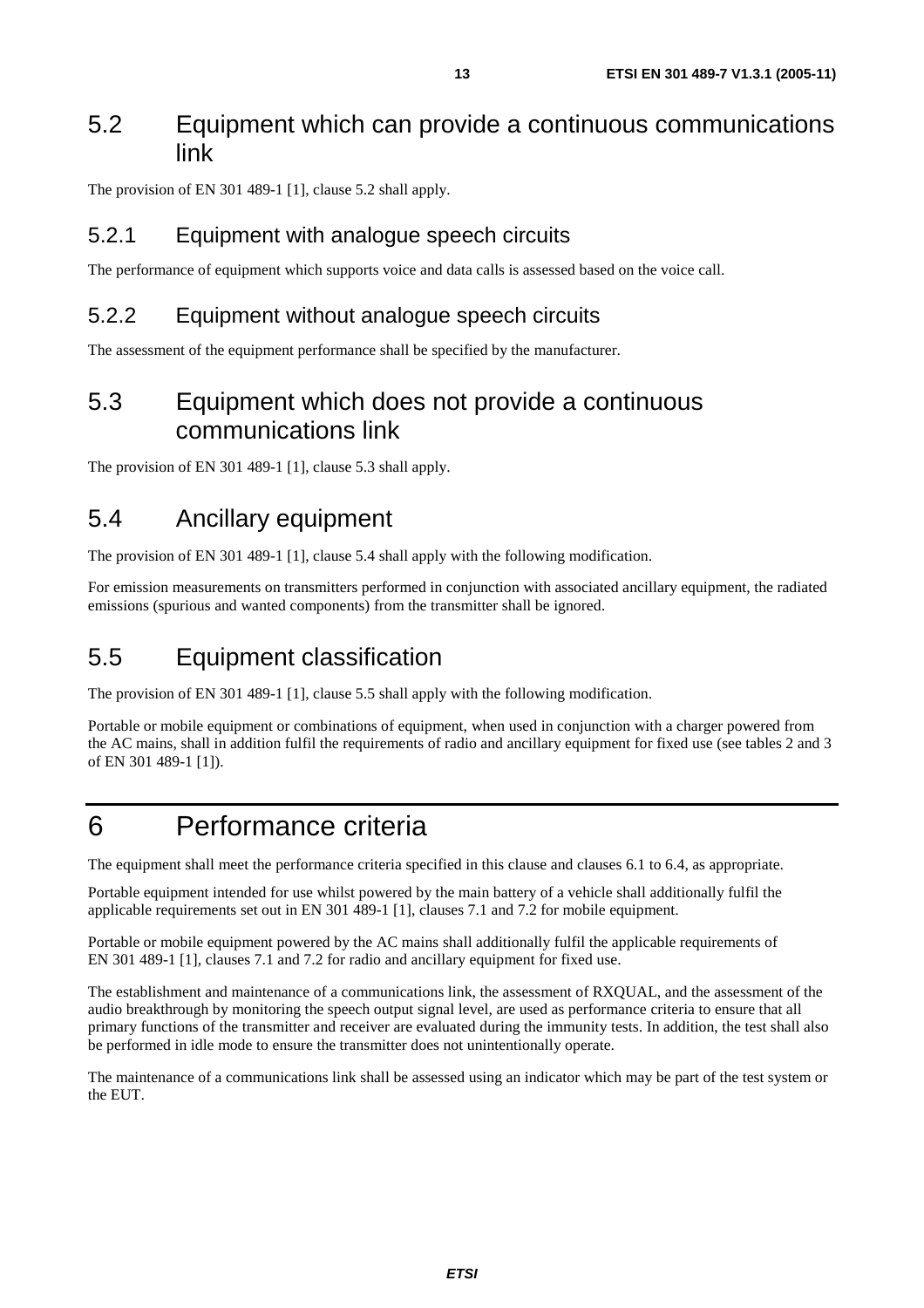## 5.2 Equipment which can provide a continuous communications link

The provision of EN 301 489-1 [1], clause 5.2 shall apply.

### 5.2.1 Equipment with analogue speech circuits

The performance of equipment which supports voice and data calls is assessed based on the voice call.

### 5.2.2 Equipment without analogue speech circuits

The assessment of the equipment performance shall be specified by the manufacturer.

## 5.3 Equipment which does not provide a continuous communications link

The provision of EN 301 489-1 [1], clause 5.3 shall apply.

## 5.4 Ancillary equipment

The provision of EN 301 489-1 [1], clause 5.4 shall apply with the following modification.

For emission measurements on transmitters performed in conjunction with associated ancillary equipment, the radiated emissions (spurious and wanted components) from the transmitter shall be ignored.

## 5.5 Equipment classification

The provision of EN 301 489-1 [1], clause 5.5 shall apply with the following modification.

Portable or mobile equipment or combinations of equipment, when used in conjunction with a charger powered from the AC mains, shall in addition fulfil the requirements of radio and ancillary equipment for fixed use (see tables 2 and 3 of EN 301 489-1 [1]).

# 6 Performance criteria

The equipment shall meet the performance criteria specified in this clause and clauses 6.1 to 6.4, as appropriate.

Portable equipment intended for use whilst powered by the main battery of a vehicle shall additionally fulfil the applicable requirements set out in EN 301 489-1 [1], clauses 7.1 and 7.2 for mobile equipment.

Portable or mobile equipment powered by the AC mains shall additionally fulfil the applicable requirements of EN 301 489-1 [1], clauses 7.1 and 7.2 for radio and ancillary equipment for fixed use.

The establishment and maintenance of a communications link, the assessment of RXQUAL, and the assessment of the audio breakthrough by monitoring the speech output signal level, are used as performance criteria to ensure that all primary functions of the transmitter and receiver are evaluated during the immunity tests. In addition, the test shall also be performed in idle mode to ensure the transmitter does not unintentionally operate.

The maintenance of a communications link shall be assessed using an indicator which may be part of the test system or the EUT.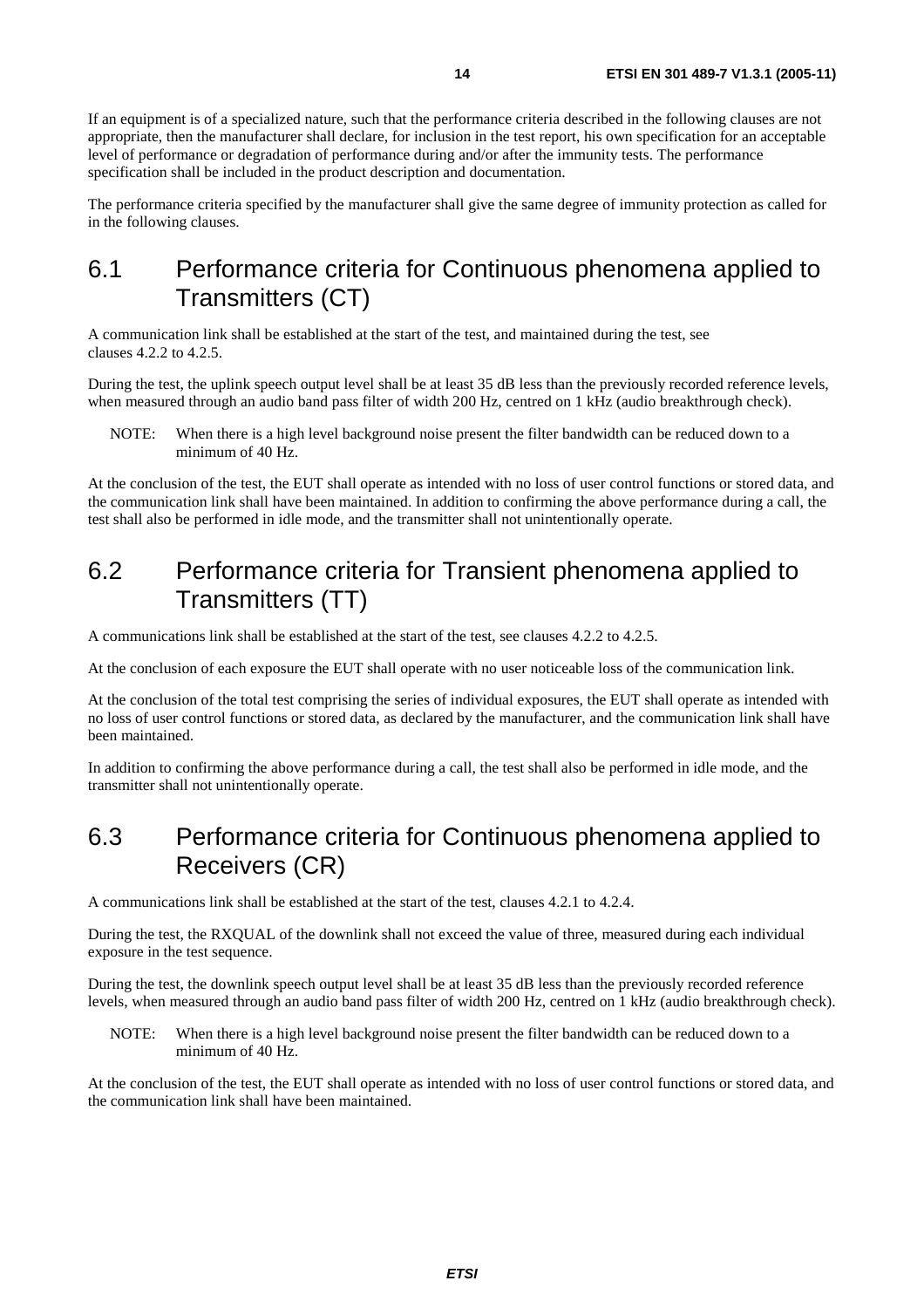If an equipment is of a specialized nature, such that the performance criteria described in the following clauses are not appropriate, then the manufacturer shall declare, for inclusion in the test report, his own specification for an acceptable level of performance or degradation of performance during and/or after the immunity tests. The performance specification shall be included in the product description and documentation.

The performance criteria specified by the manufacturer shall give the same degree of immunity protection as called for in the following clauses.

## 6.1 Performance criteria for Continuous phenomena applied to Transmitters (CT)

A communication link shall be established at the start of the test, and maintained during the test, see clauses 4.2.2 to 4.2.5.

During the test, the uplink speech output level shall be at least 35 dB less than the previously recorded reference levels, when measured through an audio band pass filter of width 200 Hz, centred on 1 kHz (audio breakthrough check).

NOTE: When there is a high level background noise present the filter bandwidth can be reduced down to a minimum of 40 Hz.

At the conclusion of the test, the EUT shall operate as intended with no loss of user control functions or stored data, and the communication link shall have been maintained. In addition to confirming the above performance during a call, the test shall also be performed in idle mode, and the transmitter shall not unintentionally operate.

## 6.2 Performance criteria for Transient phenomena applied to Transmitters (TT)

A communications link shall be established at the start of the test, see clauses 4.2.2 to 4.2.5.

At the conclusion of each exposure the EUT shall operate with no user noticeable loss of the communication link.

At the conclusion of the total test comprising the series of individual exposures, the EUT shall operate as intended with no loss of user control functions or stored data, as declared by the manufacturer, and the communication link shall have been maintained.

In addition to confirming the above performance during a call, the test shall also be performed in idle mode, and the transmitter shall not unintentionally operate.

## 6.3 Performance criteria for Continuous phenomena applied to Receivers (CR)

A communications link shall be established at the start of the test, clauses 4.2.1 to 4.2.4.

During the test, the RXQUAL of the downlink shall not exceed the value of three, measured during each individual exposure in the test sequence.

During the test, the downlink speech output level shall be at least 35 dB less than the previously recorded reference levels, when measured through an audio band pass filter of width 200 Hz, centred on 1 kHz (audio breakthrough check).

NOTE: When there is a high level background noise present the filter bandwidth can be reduced down to a minimum of 40 Hz.

At the conclusion of the test, the EUT shall operate as intended with no loss of user control functions or stored data, and the communication link shall have been maintained.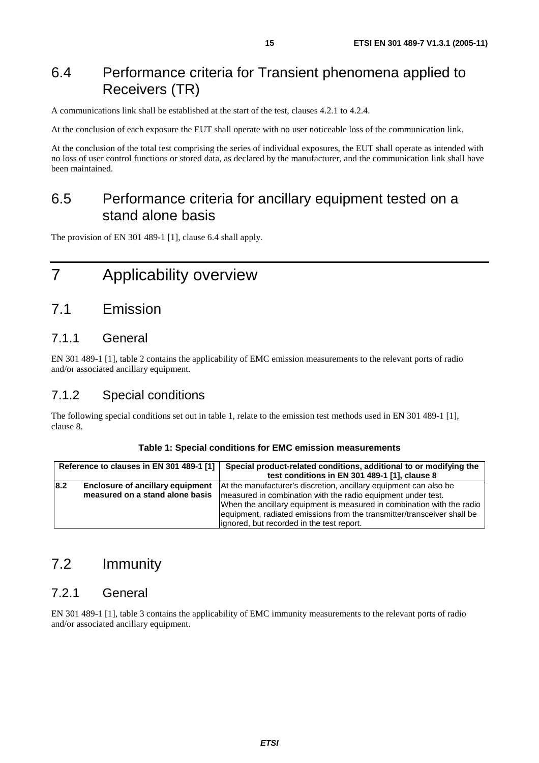## 6.4 Performance criteria for Transient phenomena applied to Receivers (TR)

A communications link shall be established at the start of the test, clauses 4.2.1 to 4.2.4.

At the conclusion of each exposure the EUT shall operate with no user noticeable loss of the communication link.

At the conclusion of the total test comprising the series of individual exposures, the EUT shall operate as intended with no loss of user control functions or stored data, as declared by the manufacturer, and the communication link shall have been maintained.

## 6.5 Performance criteria for ancillary equipment tested on a stand alone basis

The provision of EN 301 489-1 [1], clause 6.4 shall apply.

# 7 Applicability overview

## 7.1 Emission

### 7.1.1 General

EN 301 489-1 [1], table 2 contains the applicability of EMC emission measurements to the relevant ports of radio and/or associated ancillary equipment.

### 7.1.2 Special conditions

The following special conditions set out in table 1, relate to the emission test methods used in EN 301 489-1 [1], clause 8.

**Table 1: Special conditions for EMC emission measurements**

| Reference to clauses in EN 301 489-1 [1] | | Special product-related conditions, additional to or modifying the test conditions in EN 301 489-1 [1], clause 8 |
|---|---|---|
| **8.2** | **Enclosure of ancillary equipment measured on a stand alone basis** | At the manufacturer's discretion, ancillary equipment can also be measured in combination with the radio equipment under test. When the ancillary equipment is measured in combination with the radio equipment, radiated emissions from the transmitter/transceiver shall be ignored, but recorded in the test report. |

## 7.2 Immunity

### 7.2.1 General

EN 301 489-1 [1], table 3 contains the applicability of EMC immunity measurements to the relevant ports of radio and/or associated ancillary equipment.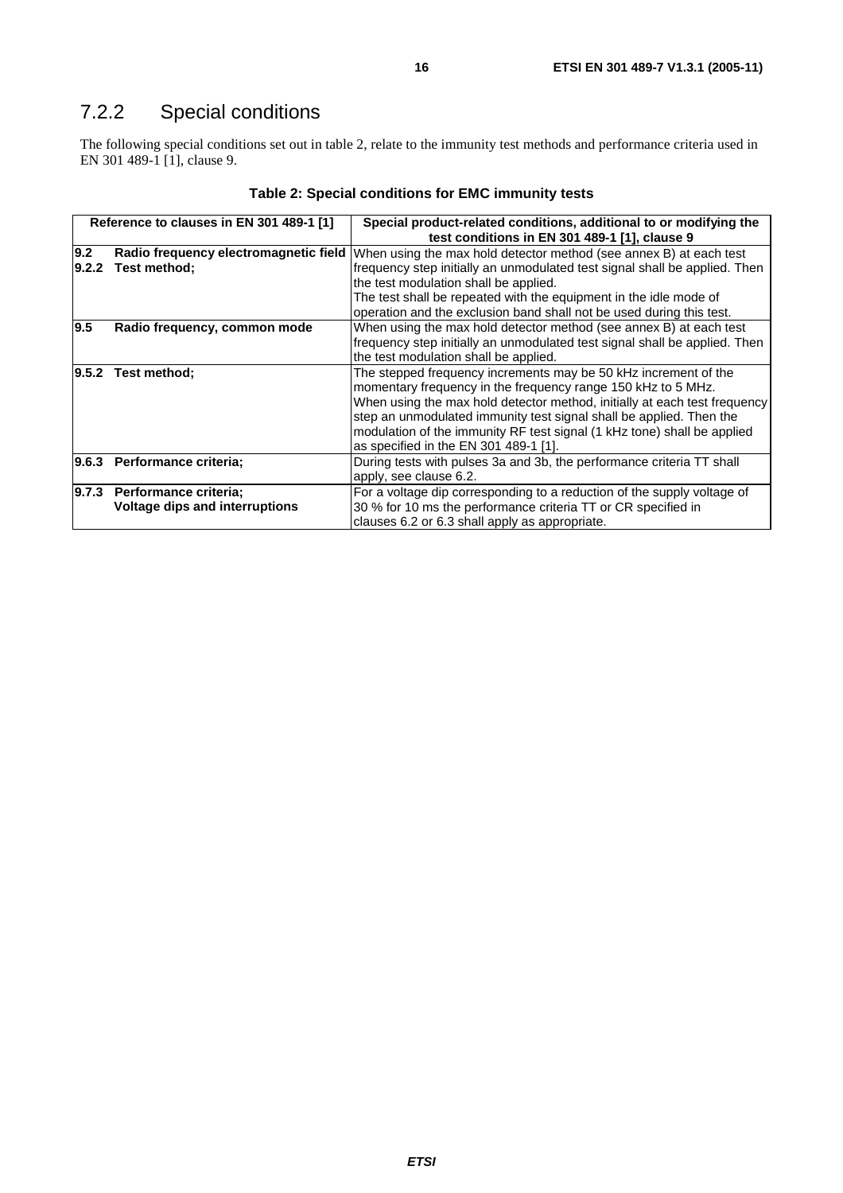### 7.2.2 Special conditions

The following special conditions set out in table 2, relate to the immunity test methods and performance criteria used in EN 301 489-1 [1], clause 9.

**Table 2: Special conditions for EMC immunity tests**

| Reference to clauses in EN 301 489-1 [1] | Special product-related conditions, additional to or modifying the test conditions in EN 301 489-1 [1], clause 9 |
|---|---|
| **9.2 Radio frequency electromagnetic field** **9.2.2 Test method;** | When using the max hold detector method (see annex B) at each test frequency step initially an unmodulated test signal shall be applied. Then the test modulation shall be applied. The test shall be repeated with the equipment in the idle mode of operation and the exclusion band shall not be used during this test. |
| **9.5 Radio frequency, common mode** | When using the max hold detector method (see annex B) at each test frequency step initially an unmodulated test signal shall be applied. Then the test modulation shall be applied. |
| **9.5.2 Test method;** | The stepped frequency increments may be 50 kHz increment of the momentary frequency in the frequency range 150 kHz to 5 MHz. When using the max hold detector method, initially at each test frequency step an unmodulated immunity test signal shall be applied. Then the modulation of the immunity RF test signal (1 kHz tone) shall be applied as specified in the EN 301 489-1 [1]. |
| **9.6.3 Performance criteria;** | During tests with pulses 3a and 3b, the performance criteria TT shall apply, see clause 6.2. |
| **9.7.3 Performance criteria;** **Voltage dips and interruptions** | For a voltage dip corresponding to a reduction of the supply voltage of 30 % for 10 ms the performance criteria TT or CR specified in clauses 6.2 or 6.3 shall apply as appropriate. |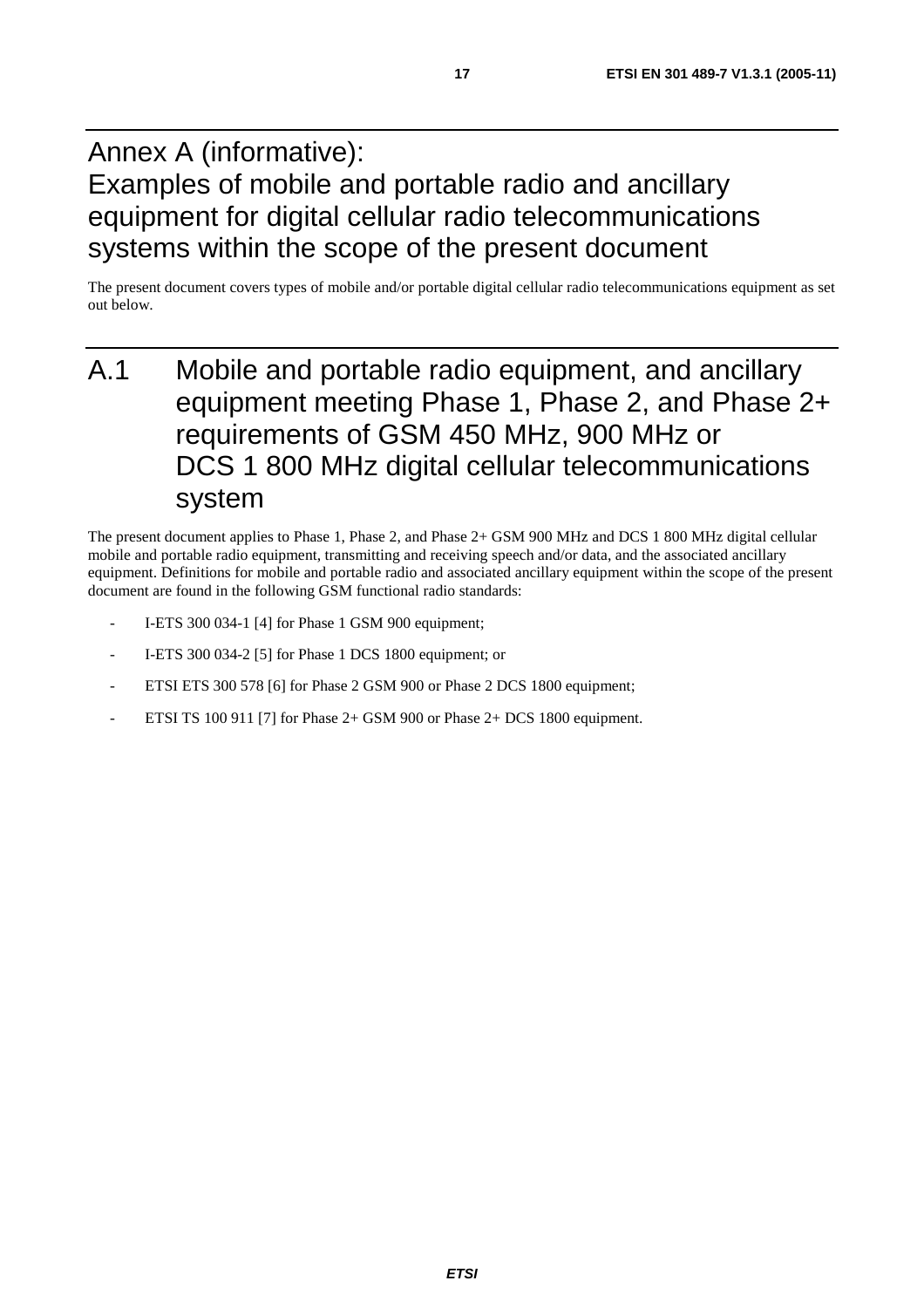# Annex A (informative): Examples of mobile and portable radio and ancillary equipment for digital cellular radio telecommunications systems within the scope of the present document

The present document covers types of mobile and/or portable digital cellular radio telecommunications equipment as set out below.

## A.1 Mobile and portable radio equipment, and ancillary equipment meeting Phase 1, Phase 2, and Phase 2+ requirements of GSM 450 MHz, 900 MHz or DCS 1 800 MHz digital cellular telecommunications system

The present document applies to Phase 1, Phase 2, and Phase 2+ GSM 900 MHz and DCS 1 800 MHz digital cellular mobile and portable radio equipment, transmitting and receiving speech and/or data, and the associated ancillary equipment. Definitions for mobile and portable radio and associated ancillary equipment within the scope of the present document are found in the following GSM functional radio standards:

- I-ETS 300 034-1 [4] for Phase 1 GSM 900 equipment;
- I-ETS 300 034-2 [5] for Phase 1 DCS 1800 equipment; or
- ETSI ETS 300 578 [6] for Phase 2 GSM 900 or Phase 2 DCS 1800 equipment;
- ETSI TS 100 911 [7] for Phase 2+ GSM 900 or Phase 2+ DCS 1800 equipment.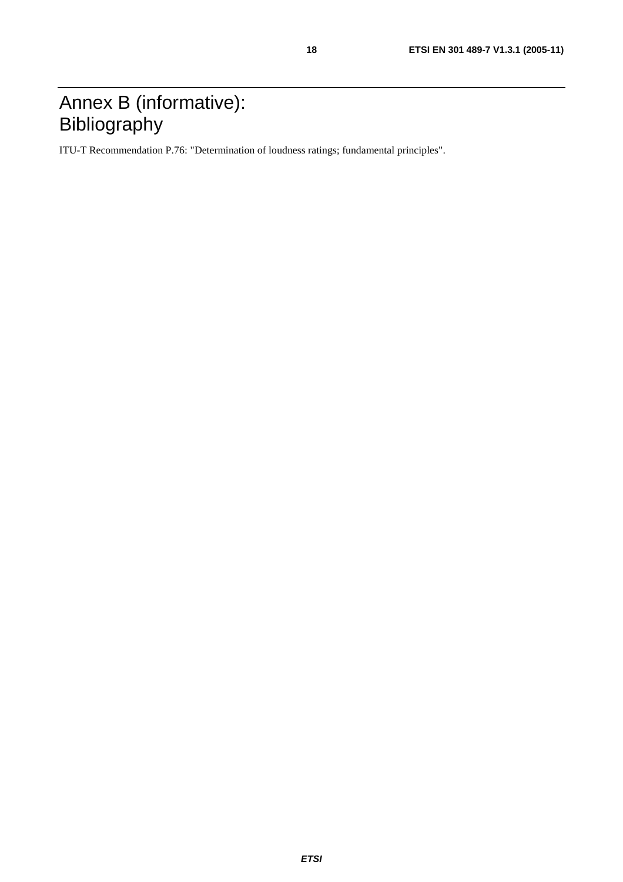# Annex B (informative): Bibliography

ITU-T Recommendation P.76: "Determination of loudness ratings; fundamental principles".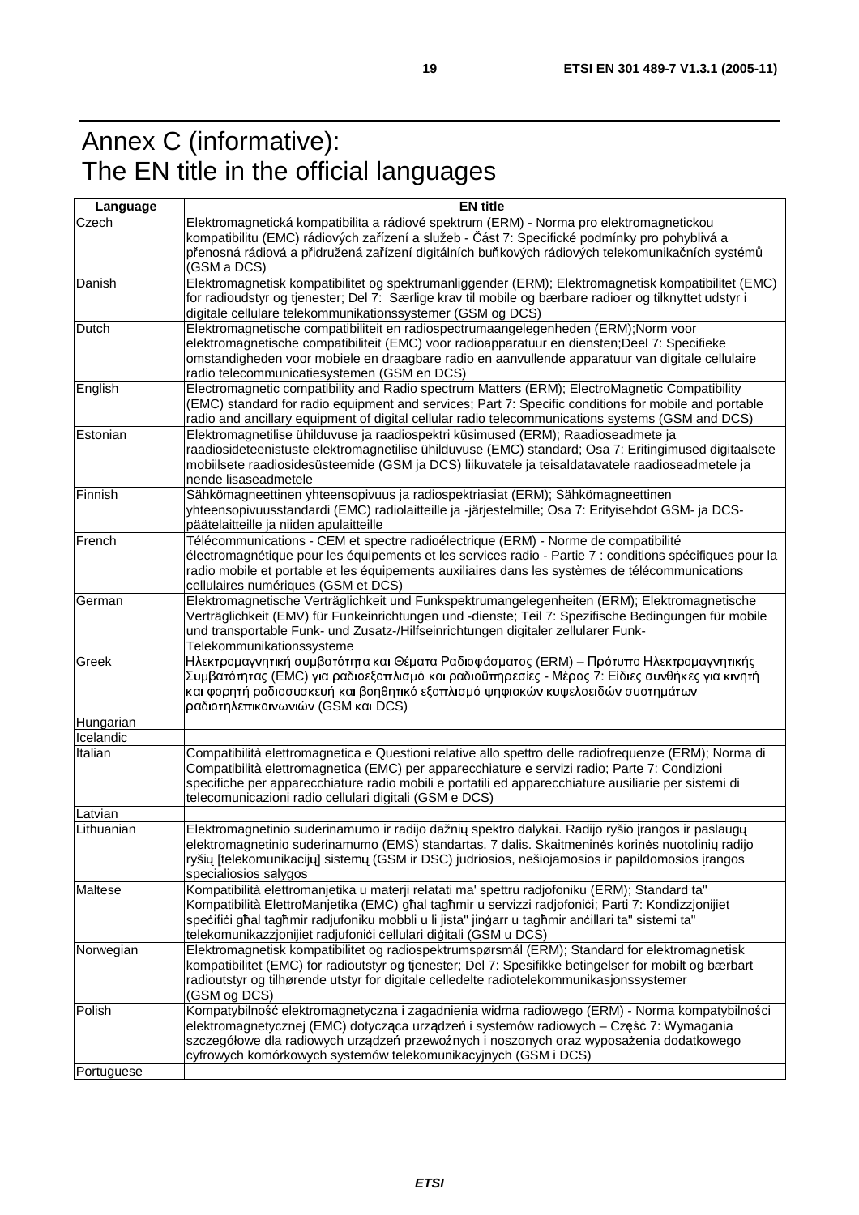# Annex C (informative): The EN title in the official languages

| Language | EN title |
|---|---|
| Czech | Elektromagnetická kompatibilita a rádiové spektrum (ERM) - Norma pro elektromagnetickou kompatibilitu (EMC) rádiových zařízení a služeb - Část 7: Specifické podmínky pro pohyblivá a přenosná rádiová a přidružená zařízení digitálních buňkových rádiových telekomunikačních systémů (GSM a DCS) |
| Danish | Elektromagnetisk kompatibilitet og spektrumanliggender (ERM); Elektromagnetisk kompatibilitet (EMC) for radioudstyr og tjenester; Del 7: Særlige krav til mobile og bærbare radioer og tilknyttet udstyr i digitale cellulare telekommunikationssystemer (GSM og DCS) |
| Dutch | Elektromagnetische compatibiliteit en radiospectrumaangelegenheden (ERM);Norm voor elektromagnetische compatibiliteit (EMC) voor radioapparatuur en diensten;Deel 7: Specifieke omstandigheden voor mobiele en draagbare radio en aanvullende apparatuur van digitale cellulaire radio telecommunicatiesystemen (GSM en DCS) |
| English | Electromagnetic compatibility and Radio spectrum Matters (ERM); ElectroMagnetic Compatibility (EMC) standard for radio equipment and services; Part 7: Specific conditions for mobile and portable radio and ancillary equipment of digital cellular radio telecommunications systems (GSM and DCS) |
| Estonian | Elektromagnetilise ühilduvuse ja raadiospektri küsimused (ERM); Raadioseadmete ja raadiosideteenistuste elektromagnetilise ühilduvuse (EMC) standard; Osa 7: Eritingimused digitaalsete mobiilsete raadiosidesüsteemide (GSM ja DCS) liikuvatele ja teisaldatavatele raadioseadmetele ja nende lisaseadmetele |
| Finnish | Sähkömagneettinen yhteensopivuus ja radiospektriasiat (ERM); Sähkömagneettinen yhteensopivuusstandardi (EMC) radiolaitteille ja -järjestelmille; Osa 7: Erityisehdot GSM- ja DCS-päätelaitteille ja niiden apulaitteille |
| French | Télécommunications - CEM et spectre radioélectrique (ERM) - Norme de compatibilité électromagnétique pour les équipements et les services radio - Partie 7 : conditions spécifiques pour la radio mobile et portable et les équipements auxiliaires dans les systèmes de télécommunications cellulaires numériques (GSM et DCS) |
| German | Elektromagnetische Verträglichkeit und Funkspektrumangelegenheiten (ERM); Elektromagnetische Verträglichkeit (EMV) für Funkeinrichtungen und -dienste; Teil 7: Spezifische Bedingungen für mobile und transportable Funk- und Zusatz-/Hilfseinrichtungen digitaler zellularer Funk-Telekommunikationssysteme |
| Greek | Ηλεκτρομαγνητική συμβατότητα και Θέματα Ραδιοφάσματος (ERM) – Πρότυπο Ηλεκτρομαγνητικής Συμβατότητας (EMC) για ραδιοεξοπλισμό και ραδιοϋπηρεσίες - Μέρος 7: Είδιες συνθήκες για κινητή και φορητή ραδιοσυσκευή και βοηθητικό εξοπλισμό ψηφιακών κυψελοειδών συστημάτων ραδιοτηλεπικοινωνιών (GSM και DCS) |
| Hungarian | |
| Icelandic | |
| Italian | Compatibilità elettromagnetica e Questioni relative allo spettro delle radiofrequenze (ERM); Norma di Compatibilità elettromagnetica (EMC) per apparecchiature e servizi radio; Parte 7: Condizioni specifiche per apparecchiature radio mobili e portatili ed apparecchiature ausiliarie per sistemi di telecomunicazioni radio cellulari digitali (GSM e DCS) |
| Latvian | |
| Lithuanian | Elektromagnetinio suderinamumo ir radijo dažnių spektro dalykai. Radijo ryšio įrangos ir paslaugų elektromagnetinio suderinamumo (EMS) standartas. 7 dalis. Skaitmeninės korinės nuotolinių radijo ryšių [telekomunikacijų] sistemų (GSM ir DSC) judriosios, nešiojamosios ir papildomosios įrangos specialiosios sąlygos |
| Maltese | Kompatibilità elettromanjetika u materji relatati ma' spettru radjofoniku (ERM); Standard ta" Kompatibilità ElettroManjetika (EMC) għal tagħmir u servizzi radjofoniċi; Parti 7: Kondizzjonijiet speċifiċi għal tagħmir radjufoniku mobbli u li jista" jinġarr u tagħmir anċillari ta" sistemi ta" telekomunikazzjonijiet radjufoniċi ċellulari diġitali (GSM u DCS) |
| Norwegian | Elektromagnetisk kompatibilitet og radiospektrumspørsmål (ERM); Standard for elektromagnetisk kompatibilitet (EMC) for radioutstyr og tjenester; Del 7: Spesifikke betingelser for mobilt og bærbart radioutstyr og tilhørende utstyr for digitale celledelte radiotelekommunikasjonssystemer (GSM og DCS) |
| Polish | Kompatybilność elektromagnetyczna i zagadnienia widma radiowego (ERM) - Norma kompatybilności elektromagnetycznej (EMC) dotycząca urządzeń i systemów radiowych – Część 7: Wymagania szczegółowe dla radiowych urządzeń przewoźnych i noszonych oraz wyposażenia dodatkowego cyfrowych komórkowych systemów telekomunikacyjnych (GSM i DCS) |
| Portuguese | |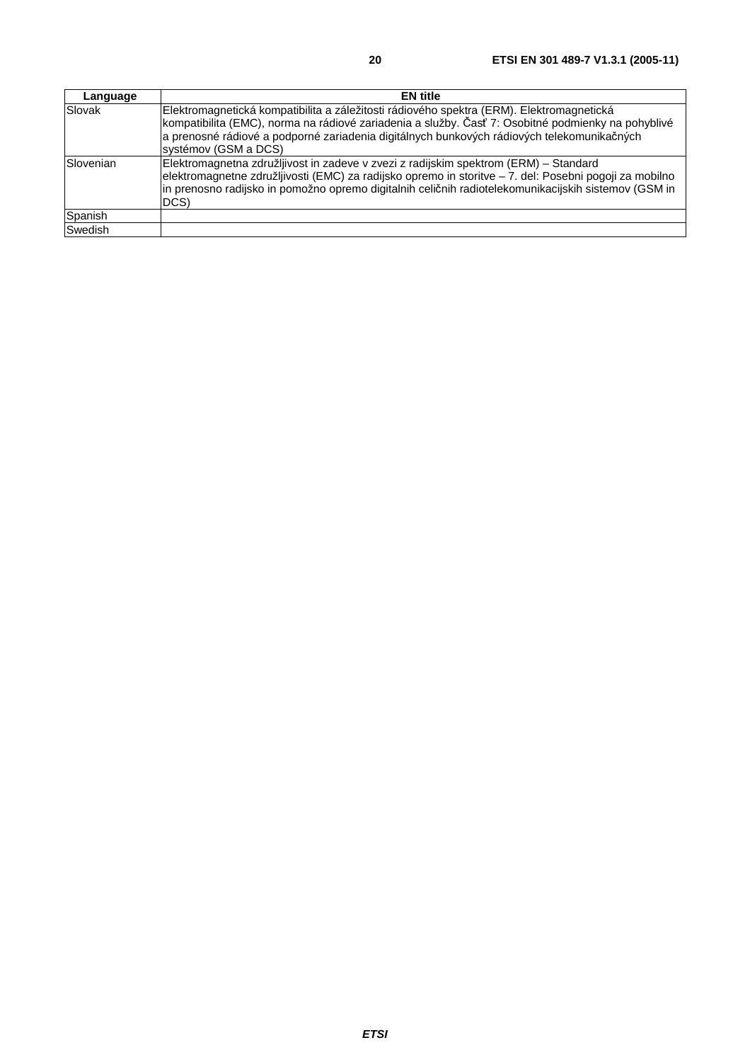| Language | EN title |
| --- | --- |
| Slovak | Elektromagnetická kompatibilita a záležitosti rádiového spektra (ERM). Elektromagnetická kompatibilita (EMC), norma na rádiové zariadenia a služby. Časť 7: Osobitné podmienky na pohyblivé a prenosné rádiové a podporné zariadenia digitálnych bunkových rádiových telekomunikačných systémov (GSM a DCS) |
| Slovenian | Elektromagnetna združljivost in zadeve v zvezi z radijskim spektrom (ERM) – Standard elektromagnetne združljivosti (EMC) za radijsko opremo in storitve – 7. del: Posebni pogoji za mobilno in prenosno radijsko in pomožno opremo digitalnih celičnih radiotelekomunikacijskih sistemov (GSM in DCS) |
| Spanish | |
| Swedish | |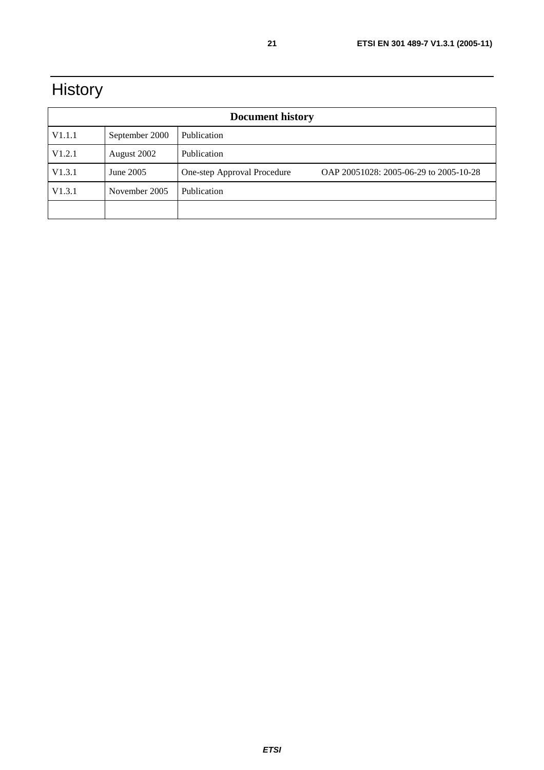# History

| Document history | | | |
|---|---|---|---|
| V1.1.1 | September 2000 | Publication | |
| V1.2.1 | August 2002 | Publication | |
| V1.3.1 | June 2005 | One-step Approval Procedure | OAP 20051028: 2005-06-29 to 2005-10-28 |
| V1.3.1 | November 2005 | Publication | |
| | | | |